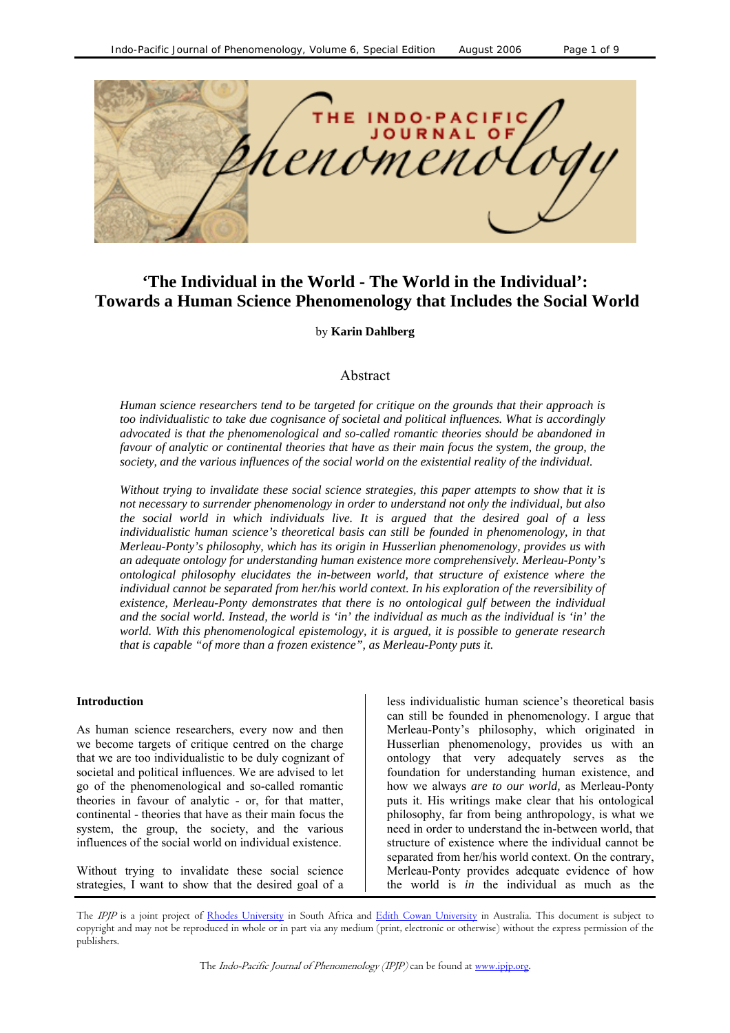# 'The Individual in the World - The World in the Individual': Towards a Human Science Phenomenology that Includes the Social World

by **Karin Dahlberg**

## Abstract

*Human science researchers tend to be targeted for critique on the grounds that their approach is too individualistic to take due cognisance of societal and political influences. What is accordingly advocated is that the phenomenological and so-called romantic theories should be abandoned in favour of analytic or continental theories that have as their main focus the system, the group, the society, and the various influences of the social world on the existential reality of the individual.*

*Without trying to invalidate these social science strategies, this paper attempts to show that it is not necessary to surrender phenomenology in order to understand not only the individual, but also the social world in which individuals live. It is argued that the desired goal of a less individualistic human science's theoretical basis can still be founded in phenomenology, in that Merleau-Ponty's philosophy, which has its origin in Husserlian phenomenology, provides us with an adequate ontology for understanding human existence more comprehensively. Merleau-Ponty's ontological philosophy elucidates the in-between world, that structure of existence where the individual cannot be separated from her/his world context. In his exploration of the reversibility of existence, Merleau-Ponty demonstrates that there is no ontological gulf between the individual and the social world. Instead, the world is 'in' the individual as much as the individual is 'in' the world. With this phenomenological epistemology, it is argued, it is possible to generate research that is capable "of more than a frozen existence", as Merleau-Ponty puts it.*

**Introduction**

As human science researchers, every now and then we become targets of critique centred on the charge that we are too individualistic to be duly cognizant of societal and political influences. We are advised to let go of the phenomenological and so-called romantic theories in favour of analytic - or, for that matter, continental - theories that have as their main focus the system, the group, the society, and the various influences of the social world on individual existence.

Without trying to invalidate these social science strategies, I want to show that the desired goal of a less individualistic human science's theoretical basis can still be founded in phenomenology. I argue that Merleau-Ponty's philosophy, which originated in Husserlian phenomenology, provides us with an ontology that very adequately serves as the foundation for understanding human existence, and how we always *are to our world*, as Merleau-Ponty puts it. His writings make clear that his ontological philosophy, far from being anthropology, is what we need in order to understand the in-between world, that structure of existence where the individual cannot be separated from her/his world context. On the contrary, Merleau-Ponty provides adequate evidence of how the world is *in* the individual as much as the

The *IPJP* is a joint project of Rhodes University in South Africa and Edith Cowan University in Australia. This document is subject to copyright and may not be reproduced in whole or in part via any medium (print, electronic or otherwise) without the express permission of the publishers.

The *Indo-Pacific Journal of Phenomenology (IPJP)* can be found at www.ipjp.org.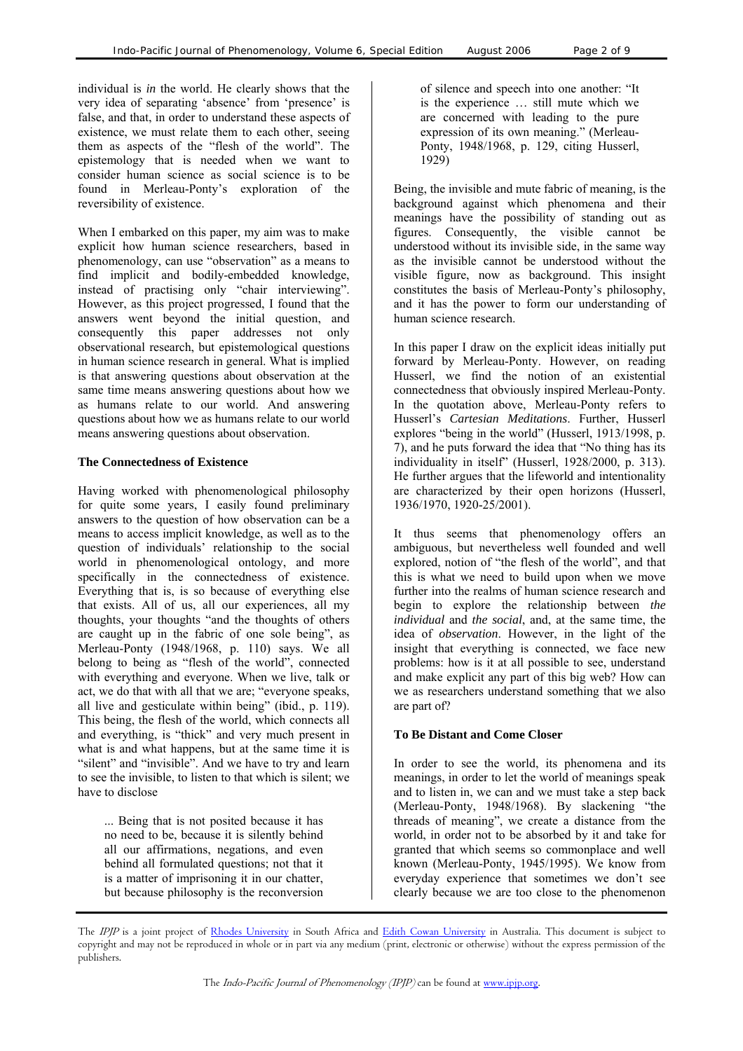individual is *in* the world. He clearly shows that the very idea of separating 'absence' from 'presence' is false, and that, in order to understand these aspects of existence, we must relate them to each other, seeing them as aspects of the "flesh of the world". The epistemology that is needed when we want to consider human science as social science is to be found in Merleau-Ponty's exploration of the reversibility of existence.

When I embarked on this paper, my aim was to make explicit how human science researchers, based in phenomenology, can use "observation" as a means to find implicit and bodily-embedded knowledge, instead of practising only "chair interviewing". However, as this project progressed, I found that the answers went beyond the initial question, and consequently this paper addresses not only observational research, but epistemological questions in human science research in general. What is implied is that answering questions about observation at the same time means answering questions about how we as humans relate to our world. And answering questions about how we as humans relate to our world means answering questions about observation.

**The Connectedness of Existence**

Having worked with phenomenological philosophy for quite some years, I easily found preliminary answers to the question of how observation can be a means to access implicit knowledge, as well as to the question of individuals' relationship to the social world in phenomenological ontology, and more specifically in the connectedness of existence. Everything that is, is so because of everything else that exists. All of us, all our experiences, all my thoughts, your thoughts "and the thoughts of others are caught up in the fabric of one sole being", as Merleau-Ponty (1948/1968, p. 110) says. We all belong to being as "flesh of the world", connected with everything and everyone. When we live, talk or act, we do that with all that we are; "everyone speaks, all live and gesticulate within being" (ibid., p. 119). This being, the flesh of the world, which connects all and everything, is "thick" and very much present in what is and what happens, but at the same time it is "silent" and "invisible". And we have to try and learn to see the invisible, to listen to that which is silent; we have to disclose

> ... Being that is not posited because it has no need to be, because it is silently behind all our affirmations, negations, and even behind all formulated questions; not that it is a matter of imprisoning it in our chatter, but because philosophy is the reconversion of silence and speech into one another: "It is the experience … still mute which we are concerned with leading to the pure expression of its own meaning." (Merleau-Ponty, 1948/1968, p. 129, citing Husserl, 1929)

Being, the invisible and mute fabric of meaning, is the background against which phenomena and their meanings have the possibility of standing out as figures. Consequently, the visible cannot be understood without its invisible side, in the same way as the invisible cannot be understood without the visible figure, now as background. This insight constitutes the basis of Merleau-Ponty's philosophy, and it has the power to form our understanding of human science research.

In this paper I draw on the explicit ideas initially put forward by Merleau-Ponty. However, on reading Husserl, we find the notion of an existential connectedness that obviously inspired Merleau-Ponty. In the quotation above, Merleau-Ponty refers to Husserl's *Cartesian Meditations*. Further, Husserl explores "being in the world" (Husserl, 1913/1998, p. 7), and he puts forward the idea that "No thing has its individuality in itself" (Husserl, 1928/2000, p. 313). He further argues that the lifeworld and intentionality are characterized by their open horizons (Husserl, 1936/1970, 1920-25/2001).

It thus seems that phenomenology offers an ambiguous, but nevertheless well founded and well explored, notion of "the flesh of the world", and that this is what we need to build upon when we move further into the realms of human science research and begin to explore the relationship between *the individual* and *the social*, and, at the same time, the idea of *observation*. However, in the light of the insight that everything is connected, we face new problems: how is it at all possible to see, understand and make explicit any part of this big web? How can we as researchers understand something that we also are part of?

**To Be Distant and Come Closer**

In order to see the world, its phenomena and its meanings, in order to let the world of meanings speak and to listen in, we can and we must take a step back (Merleau-Ponty, 1948/1968). By slackening "the threads of meaning", we create a distance from the world, in order not to be absorbed by it and take for granted that which seems so commonplace and well known (Merleau-Ponty, 1945/1995). We know from everyday experience that sometimes we don't see clearly because we are too close to the phenomenon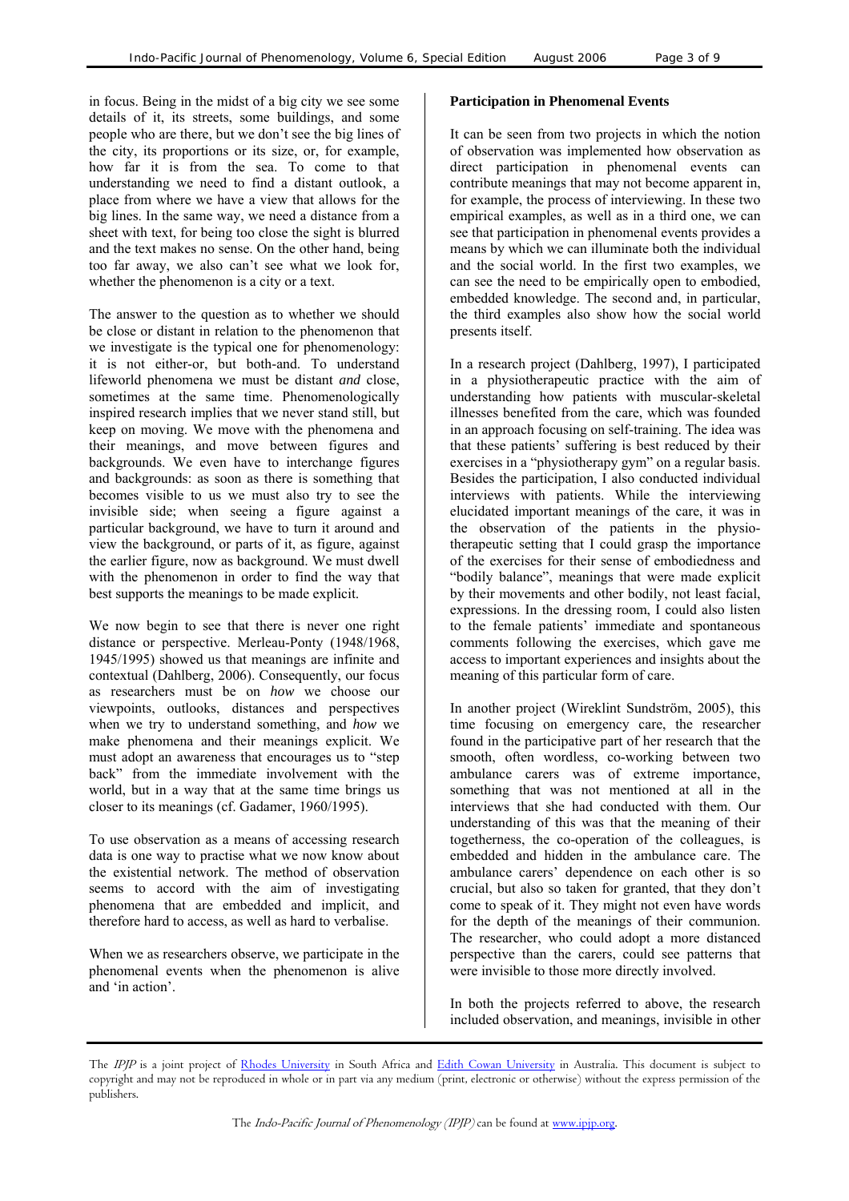in focus. Being in the midst of a big city we see some details of it, its streets, some buildings, and some people who are there, but we don't see the big lines of the city, its proportions or its size, or, for example, how far it is from the sea. To come to that understanding we need to find a distant outlook, a place from where we have a view that allows for the big lines. In the same way, we need a distance from a sheet with text, for being too close the sight is blurred and the text makes no sense. On the other hand, being too far away, we also can't see what we look for, whether the phenomenon is a city or a text.

The answer to the question as to whether we should be close or distant in relation to the phenomenon that we investigate is the typical one for phenomenology: it is not either-or, but both-and. To understand lifeworld phenomena we must be distant *and* close, sometimes at the same time. Phenomenologically inspired research implies that we never stand still, but keep on moving. We move with the phenomena and their meanings, and move between figures and backgrounds. We even have to interchange figures and backgrounds: as soon as there is something that becomes visible to us we must also try to see the invisible side; when seeing a figure against a particular background, we have to turn it around and view the background, or parts of it, as figure, against the earlier figure, now as background. We must dwell with the phenomenon in order to find the way that best supports the meanings to be made explicit.

We now begin to see that there is never one right distance or perspective. Merleau-Ponty (1948/1968, 1945/1995) showed us that meanings are infinite and contextual (Dahlberg, 2006). Consequently, our focus as researchers must be on *how* we choose our viewpoints, outlooks, distances and perspectives when we try to understand something, and *how* we make phenomena and their meanings explicit. We must adopt an awareness that encourages us to "step back" from the immediate involvement with the world, but in a way that at the same time brings us closer to its meanings (cf. Gadamer, 1960/1995).

To use observation as a means of accessing research data is one way to practise what we now know about the existential network. The method of observation seems to accord with the aim of investigating phenomena that are embedded and implicit, and therefore hard to access, as well as hard to verbalise.

When we as researchers observe, we participate in the phenomenal events when the phenomenon is alive and 'in action'.

**Participation in Phenomenal Events**

It can be seen from two projects in which the notion of observation was implemented how observation as direct participation in phenomenal events can contribute meanings that may not become apparent in, for example, the process of interviewing. In these two empirical examples, as well as in a third one, we can see that participation in phenomenal events provides a means by which we can illuminate both the individual and the social world. In the first two examples, we can see the need to be empirically open to embodied, embedded knowledge. The second and, in particular, the third examples also show how the social world presents itself.

In a research project (Dahlberg, 1997), I participated in a physiotherapeutic practice with the aim of understanding how patients with muscular-skeletal illnesses benefited from the care, which was founded in an approach focusing on self-training. The idea was that these patients' suffering is best reduced by their exercises in a "physiotherapy gym" on a regular basis. Besides the participation, I also conducted individual interviews with patients. While the interviewing elucidated important meanings of the care, it was in the observation of the patients in the physio-therapeutic setting that I could grasp the importance of the exercises for their sense of embodiedness and "bodily balance", meanings that were made explicit by their movements and other bodily, not least facial, expressions. In the dressing room, I could also listen to the female patients' immediate and spontaneous comments following the exercises, which gave me access to important experiences and insights about the meaning of this particular form of care.

In another project (Wireklint Sundström, 2005), this time focusing on emergency care, the researcher found in the participative part of her research that the smooth, often wordless, co-working between two ambulance carers was of extreme importance, something that was not mentioned at all in the interviews that she had conducted with them. Our understanding of this was that the meaning of their togetherness, the co-operation of the colleagues, is embedded and hidden in the ambulance care. The ambulance carers' dependence on each other is so crucial, but also so taken for granted, that they don't come to speak of it. They might not even have words for the depth of the meanings of their communion. The researcher, who could adopt a more distanced perspective than the carers, could see patterns that were invisible to those more directly involved.

In both the projects referred to above, the research included observation, and meanings, invisible in other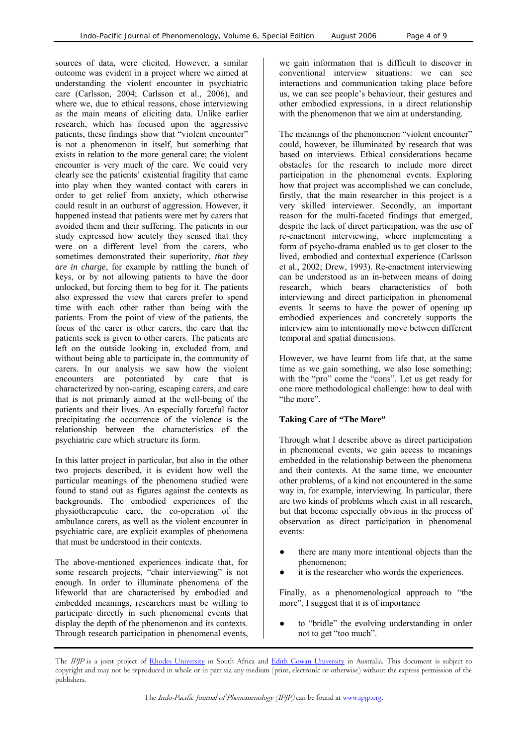sources of data, were elicited. However, a similar outcome was evident in a project where we aimed at understanding the violent encounter in psychiatric care (Carlsson, 2004; Carlsson et al., 2006), and where we, due to ethical reasons, chose interviewing as the main means of eliciting data. Unlike earlier research, which has focused upon the aggressive patients, these findings show that "violent encounter" is not a phenomenon in itself, but something that exists in relation to the more general care; the violent encounter is very much *of* the care. We could very clearly see the patients' existential fragility that came into play when they wanted contact with carers in order to get relief from anxiety, which otherwise could result in an outburst of aggression. However, it happened instead that patients were met by carers that avoided them and their suffering. The patients in our study expressed how acutely they sensed that they were on a different level from the carers, who sometimes demonstrated their superiority, *that they are in charge*, for example by rattling the bunch of keys, or by not allowing patients to have the door unlocked, but forcing them to beg for it. The patients also expressed the view that carers prefer to spend time with each other rather than being with the patients. From the point of view of the patients, the focus of the carer is other carers, the care that the patients seek is given to other carers. The patients are left on the outside looking in, excluded from, and without being able to participate in, the community of carers. In our analysis we saw how the violent encounters are potentiated by care that is characterized by non-caring, escaping carers, and care that is not primarily aimed at the well-being of the patients and their lives. An especially forceful factor precipitating the occurrence of the violence is the relationship between the characteristics of the psychiatric care which structure its form.

In this latter project in particular, but also in the other two projects described, it is evident how well the particular meanings of the phenomena studied were found to stand out as figures against the contexts as backgrounds. The embodied experiences of the physiotherapeutic care, the co-operation of the ambulance carers, as well as the violent encounter in psychiatric care, are explicit examples of phenomena that must be understood in their contexts.

The above-mentioned experiences indicate that, for some research projects, "chair interviewing" is not enough. In order to illuminate phenomena of the lifeworld that are characterised by embodied and embedded meanings, researchers must be willing to participate directly in such phenomenal events that display the depth of the phenomenon and its contexts. Through research participation in phenomenal events, we gain information that is difficult to discover in conventional interview situations: we can see interactions and communication taking place before us, we can see people's behaviour, their gestures and other embodied expressions, in a direct relationship with the phenomenon that we aim at understanding.

The meanings of the phenomenon "violent encounter" could, however, be illuminated by research that was based on interviews. Ethical considerations became obstacles for the research to include more direct participation in the phenomenal events. Exploring how that project was accomplished we can conclude, firstly, that the main researcher in this project is a very skilled interviewer. Secondly, an important reason for the multi-faceted findings that emerged, despite the lack of direct participation, was the use of re-enactment interviewing, where implementing a form of psycho-drama enabled us to get closer to the lived, embodied and contextual experience (Carlsson et al., 2002; Drew, 1993). Re-enactment interviewing can be understood as an in-between means of doing research, which bears characteristics of both interviewing and direct participation in phenomenal events. It seems to have the power of opening up embodied experiences and concretely supports the interview aim to intentionally move between different temporal and spatial dimensions.

However, we have learnt from life that, at the same time as we gain something, we also lose something; with the "pro" come the "cons". Let us get ready for one more methodological challenge: how to deal with "the more".

**Taking Care of "The More"**

Through what I describe above as direct participation in phenomenal events, we gain access to meanings embedded in the relationship between the phenomena and their contexts. At the same time, we encounter other problems, of a kind not encountered in the same way in, for example, interviewing. In particular, there are two kinds of problems which exist in all research, but that become especially obvious in the process of observation as direct participation in phenomenal events:

- there are many more intentional objects than the phenomenon;
- it is the researcher who words the experiences.

Finally, as a phenomenological approach to "the more", I suggest that it is of importance

- to "bridle" the evolving understanding in order not to get "too much".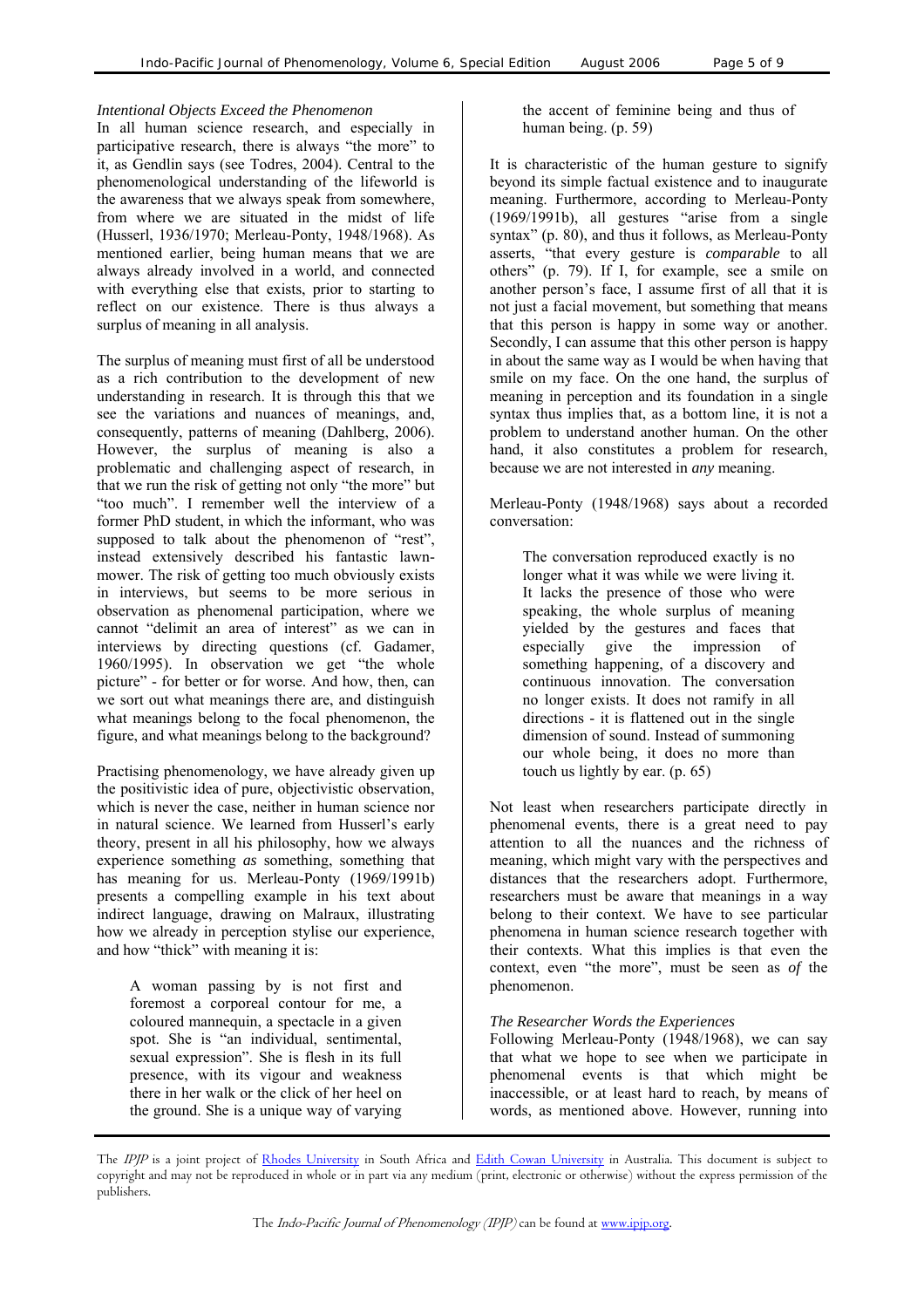*Intentional Objects Exceed the Phenomenon*

In all human science research, and especially in participative research, there is always "the more" to it, as Gendlin says (see Todres, 2004). Central to the phenomenological understanding of the lifeworld is the awareness that we always speak from somewhere, from where we are situated in the midst of life (Husserl, 1936/1970; Merleau-Ponty, 1948/1968). As mentioned earlier, being human means that we are always already involved in a world, and connected with everything else that exists, prior to starting to reflect on our existence. There is thus always a surplus of meaning in all analysis.

The surplus of meaning must first of all be understood as a rich contribution to the development of new understanding in research. It is through this that we see the variations and nuances of meanings, and, consequently, patterns of meaning (Dahlberg, 2006). However, the surplus of meaning is also a problematic and challenging aspect of research, in that we run the risk of getting not only "the more" but "too much". I remember well the interview of a former PhD student, in which the informant, who was supposed to talk about the phenomenon of "rest", instead extensively described his fantastic lawn-mower. The risk of getting too much obviously exists in interviews, but seems to be more serious in observation as phenomenal participation, where we cannot "delimit an area of interest" as we can in interviews by directing questions (cf. Gadamer, 1960/1995). In observation we get "the whole picture" - for better or for worse. And how, then, can we sort out what meanings there are, and distinguish what meanings belong to the focal phenomenon, the figure, and what meanings belong to the background?

Practising phenomenology, we have already given up the positivistic idea of pure, objectivistic observation, which is never the case, neither in human science nor in natural science. We learned from Husserl's early theory, present in all his philosophy, how we always experience something *as* something, something that has meaning for us. Merleau-Ponty (1969/1991b) presents a compelling example in his text about indirect language, drawing on Malraux, illustrating how we already in perception stylise our experience, and how "thick" with meaning it is:

> A woman passing by is not first and foremost a corporeal contour for me, a coloured mannequin, a spectacle in a given spot. She is "an individual, sentimental, sexual expression". She is flesh in its full presence, with its vigour and weakness there in her walk or the click of her heel on the ground. She is a unique way of varying the accent of feminine being and thus of human being. (p. 59)

It is characteristic of the human gesture to signify beyond its simple factual existence and to inaugurate meaning. Furthermore, according to Merleau-Ponty (1969/1991b), all gestures "arise from a single syntax" (p. 80), and thus it follows, as Merleau-Ponty asserts, "that every gesture is *comparable* to all others" (p. 79). If I, for example, see a smile on another person's face, I assume first of all that it is not just a facial movement, but something that means that this person is happy in some way or another. Secondly, I can assume that this other person is happy in about the same way as I would be when having that smile on my face. On the one hand, the surplus of meaning in perception and its foundation in a single syntax thus implies that, as a bottom line, it is not a problem to understand another human. On the other hand, it also constitutes a problem for research, because we are not interested in *any* meaning.

Merleau-Ponty (1948/1968) says about a recorded conversation:

> The conversation reproduced exactly is no longer what it was while we were living it. It lacks the presence of those who were speaking, the whole surplus of meaning yielded by the gestures and faces that especially give the impression of something happening, of a discovery and continuous innovation. The conversation no longer exists. It does not ramify in all directions - it is flattened out in the single dimension of sound. Instead of summoning our whole being, it does no more than touch us lightly by ear. (p. 65)

Not least when researchers participate directly in phenomenal events, there is a great need to pay attention to all the nuances and the richness of meaning, which might vary with the perspectives and distances that the researchers adopt. Furthermore, researchers must be aware that meanings in a way belong to their context. We have to see particular phenomena in human science research together with their contexts. What this implies is that even the context, even "the more", must be seen as *of* the phenomenon.

*The Researcher Words the Experiences*

Following Merleau-Ponty (1948/1968), we can say that what we hope to see when we participate in phenomenal events is that which might be inaccessible, or at least hard to reach, by means of words, as mentioned above. However, running into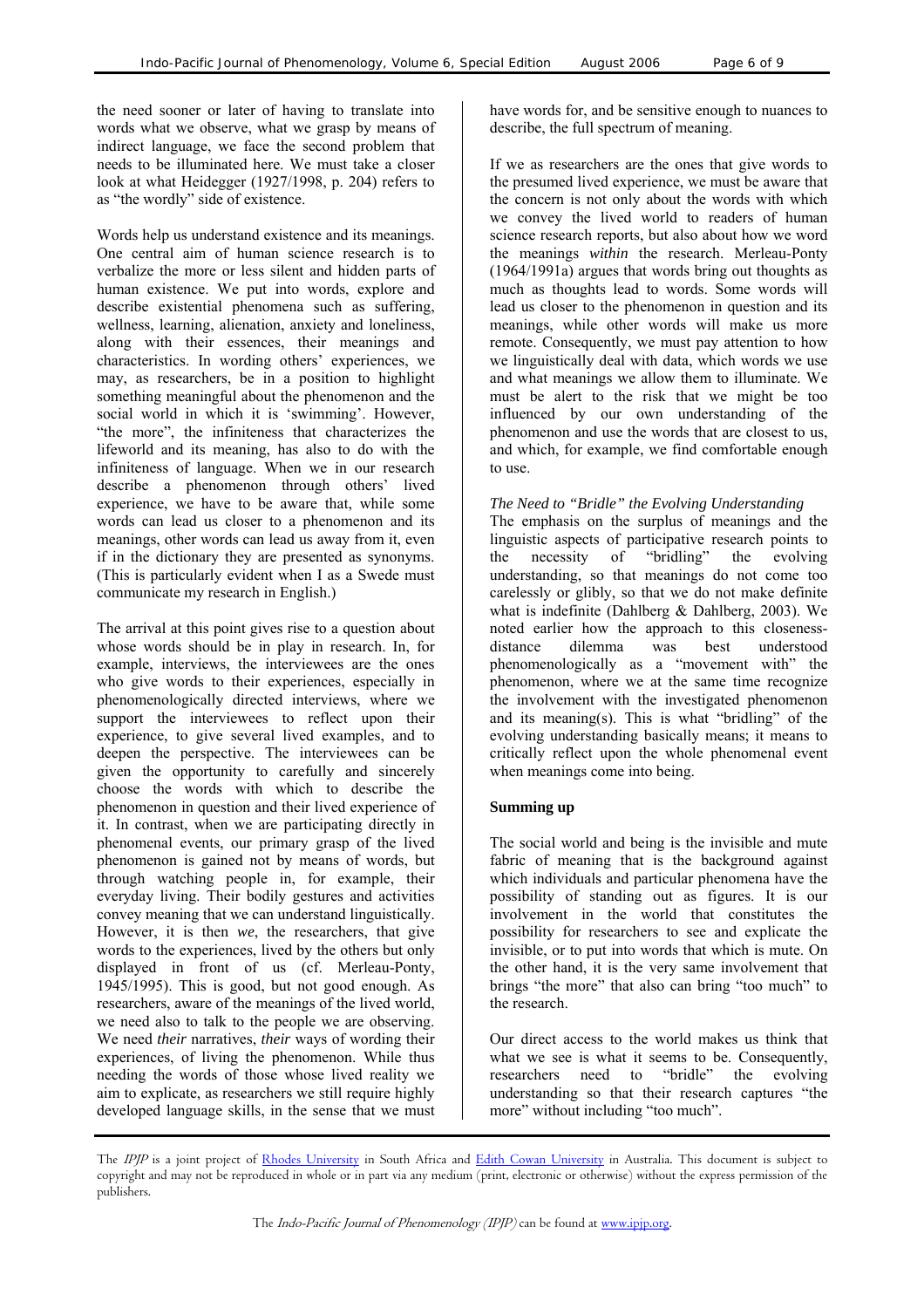the need sooner or later of having to translate into words what we observe, what we grasp by means of indirect language, we face the second problem that needs to be illuminated here. We must take a closer look at what Heidegger (1927/1998, p. 204) refers to as "the wordly" side of existence.

Words help us understand existence and its meanings. One central aim of human science research is to verbalize the more or less silent and hidden parts of human existence. We put into words, explore and describe existential phenomena such as suffering, wellness, learning, alienation, anxiety and loneliness, along with their essences, their meanings and characteristics. In wording others' experiences, we may, as researchers, be in a position to highlight something meaningful about the phenomenon and the social world in which it is 'swimming'. However, "the more", the infiniteness that characterizes the lifeworld and its meaning, has also to do with the infiniteness of language. When we in our research describe a phenomenon through others' lived experience, we have to be aware that, while some words can lead us closer to a phenomenon and its meanings, other words can lead us away from it, even if in the dictionary they are presented as synonyms. (This is particularly evident when I as a Swede must communicate my research in English.)

The arrival at this point gives rise to a question about whose words should be in play in research. In, for example, interviews, the interviewees are the ones who give words to their experiences, especially in phenomenologically directed interviews, where we support the interviewees to reflect upon their experience, to give several lived examples, and to deepen the perspective. The interviewees can be given the opportunity to carefully and sincerely choose the words with which to describe the phenomenon in question and their lived experience of it. In contrast, when we are participating directly in phenomenal events, our primary grasp of the lived phenomenon is gained not by means of words, but through watching people in, for example, their everyday living. Their bodily gestures and activities convey meaning that we can understand linguistically. However, it is then *we*, the researchers, that give words to the experiences, lived by the others but only displayed in front of us (cf. Merleau-Ponty, 1945/1995). This is good, but not good enough. As researchers, aware of the meanings of the lived world, we need also to talk to the people we are observing. We need *their* narratives, *their* ways of wording their experiences, of living the phenomenon. While thus needing the words of those whose lived reality we aim to explicate, as researchers we still require highly developed language skills, in the sense that we must have words for, and be sensitive enough to nuances to describe, the full spectrum of meaning.

If we as researchers are the ones that give words to the presumed lived experience, we must be aware that the concern is not only about the words with which we convey the lived world to readers of human science research reports, but also about how we word the meanings *within* the research. Merleau-Ponty (1964/1991a) argues that words bring out thoughts as much as thoughts lead to words. Some words will lead us closer to the phenomenon in question and its meanings, while other words will make us more remote. Consequently, we must pay attention to how we linguistically deal with data, which words we use and what meanings we allow them to illuminate. We must be alert to the risk that we might be too influenced by our own understanding of the phenomenon and use the words that are closest to us, and which, for example, we find comfortable enough to use.

*The Need to "Bridle" the Evolving Understanding*

The emphasis on the surplus of meanings and the linguistic aspects of participative research points to the necessity of "bridling" the evolving understanding, so that meanings do not come too carelessly or glibly, so that we do not make definite what is indefinite (Dahlberg & Dahlberg, 2003). We noted earlier how the approach to this closeness-distance dilemma was best understood phenomenologically as a "movement with" the phenomenon, where we at the same time recognize the involvement with the investigated phenomenon and its meaning(s). This is what "bridling" of the evolving understanding basically means; it means to critically reflect upon the whole phenomenal event when meanings come into being.

**Summing up**

The social world and being is the invisible and mute fabric of meaning that is the background against which individuals and particular phenomena have the possibility of standing out as figures. It is our involvement in the world that constitutes the possibility for researchers to see and explicate the invisible, or to put into words that which is mute. On the other hand, it is the very same involvement that brings "the more" that also can bring "too much" to the research.

Our direct access to the world makes us think that what we see is what it seems to be. Consequently, researchers need to "bridle" the evolving understanding so that their research captures "the more" without including "too much".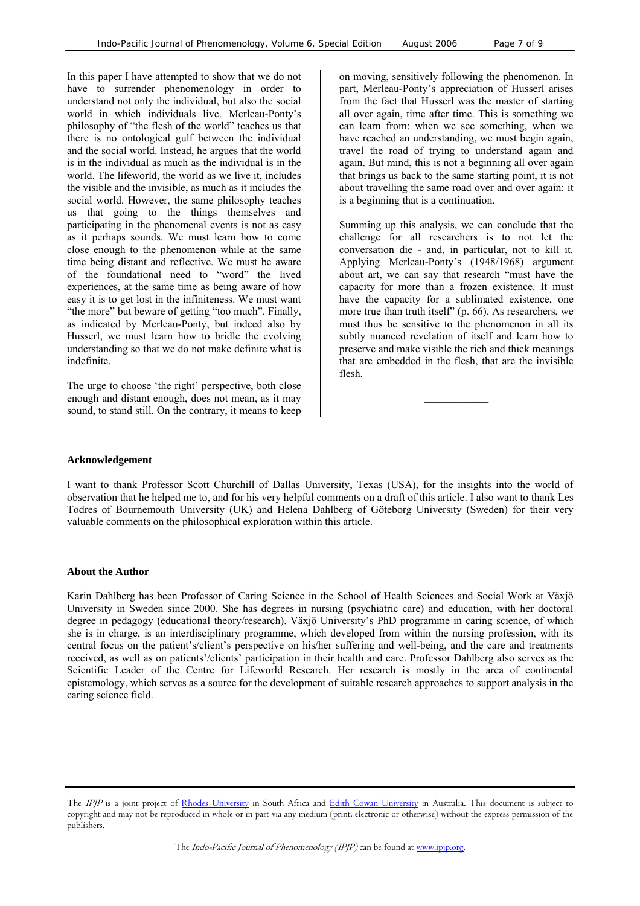In this paper I have attempted to show that we do not have to surrender phenomenology in order to understand not only the individual, but also the social world in which individuals live. Merleau-Ponty's philosophy of "the flesh of the world" teaches us that there is no ontological gulf between the individual and the social world. Instead, he argues that the world is in the individual as much as the individual is in the world. The lifeworld, the world as we live it, includes the visible and the invisible, as much as it includes the social world. However, the same philosophy teaches us that going to the things themselves and participating in the phenomenal events is not as easy as it perhaps sounds. We must learn how to come close enough to the phenomenon while at the same time being distant and reflective. We must be aware of the foundational need to "word" the lived experiences, at the same time as being aware of how easy it is to get lost in the infiniteness. We must want "the more" but beware of getting "too much". Finally, as indicated by Merleau-Ponty, but indeed also by Husserl, we must learn how to bridle the evolving understanding so that we do not make definite what is indefinite.

The urge to choose 'the right' perspective, both close enough and distant enough, does not mean, as it may sound, to stand still. On the contrary, it means to keep on moving, sensitively following the phenomenon. In part, Merleau-Ponty's appreciation of Husserl arises from the fact that Husserl was the master of starting all over again, time after time. This is something we can learn from: when we see something, when we have reached an understanding, we must begin again, travel the road of trying to understand again and again. But mind, this is not a beginning all over again that brings us back to the same starting point, it is not about travelling the same road over and over again: it is a beginning that is a continuation.

Summing up this analysis, we can conclude that the challenge for all researchers is to not let the conversation die - and, in particular, not to kill it. Applying Merleau-Ponty's (1948/1968) argument about art, we can say that research "must have the capacity for more than a frozen existence. It must have the capacity for a sublimated existence, one more true than truth itself" (p. 66). As researchers, we must thus be sensitive to the phenomenon in all its subtly nuanced revelation of itself and learn how to preserve and make visible the rich and thick meanings that are embedded in the flesh, that are the invisible flesh.

---

### Acknowledgement

I want to thank Professor Scott Churchill of Dallas University, Texas (USA), for the insights into the world of observation that he helped me to, and for his very helpful comments on a draft of this article. I also want to thank Les Todres of Bournemouth University (UK) and Helena Dahlberg of Göteborg University (Sweden) for their very valuable comments on the philosophical exploration within this article.

### About the Author

Karin Dahlberg has been Professor of Caring Science in the School of Health Sciences and Social Work at Växjö University in Sweden since 2000. She has degrees in nursing (psychiatric care) and education, with her doctoral degree in pedagogy (educational theory/research). Växjö University's PhD programme in caring science, of which she is in charge, is an interdisciplinary programme, which developed from within the nursing profession, with its central focus on the patient's/client's perspective on his/her suffering and well-being, and the care and treatments received, as well as on patients'/clients' participation in their health and care. Professor Dahlberg also serves as the Scientific Leader of the Centre for Lifeworld Research. Her research is mostly in the area of continental epistemology, which serves as a source for the development of suitable research approaches to support analysis in the caring science field.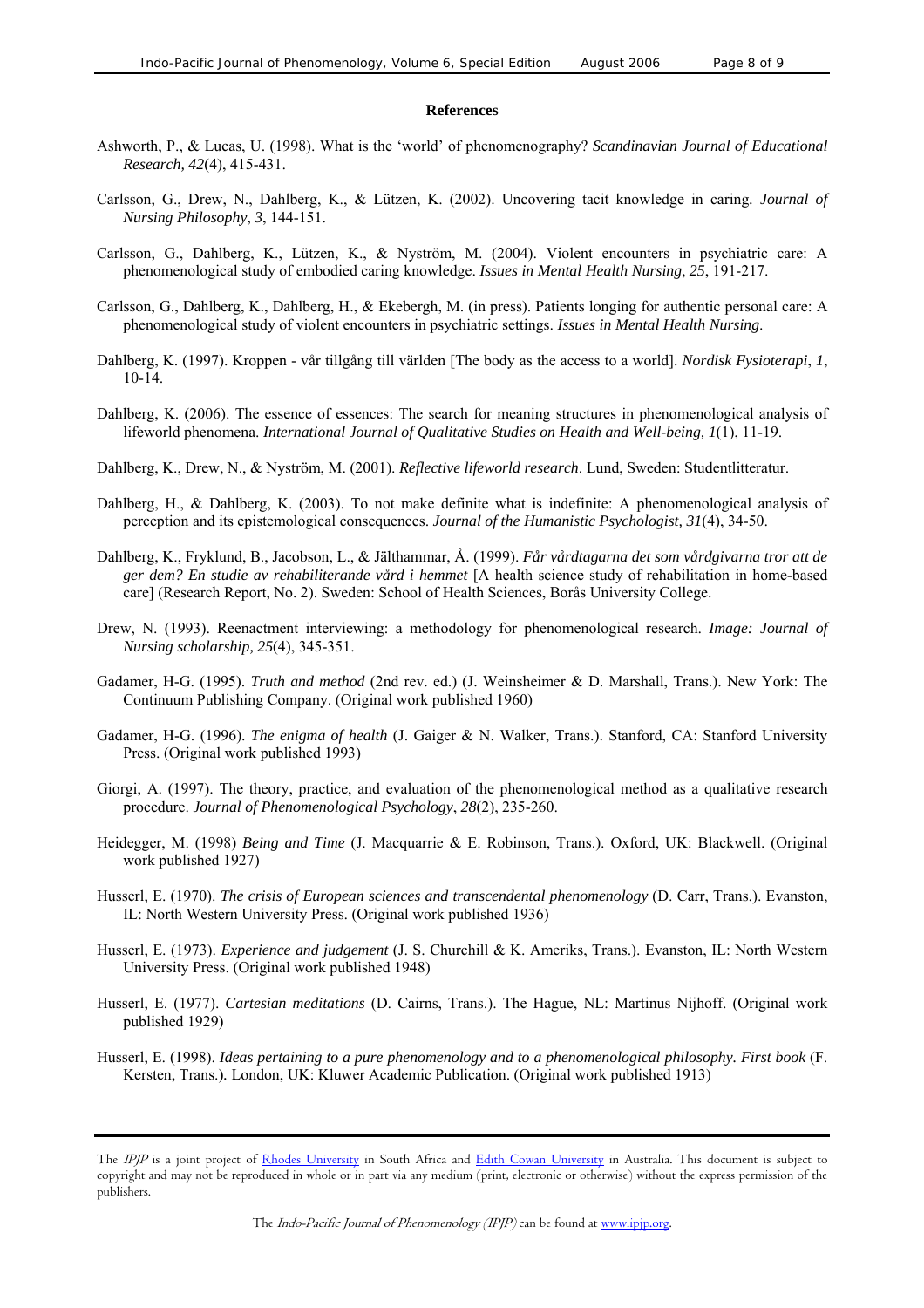**References**

Ashworth, P., & Lucas, U. (1998). What is the 'world' of phenomenography? *Scandinavian Journal of Educational Research, 42*(4), 415-431.

Carlsson, G., Drew, N., Dahlberg, K., & Lützen, K. (2002). Uncovering tacit knowledge in caring. *Journal of Nursing Philosophy*, *3*, 144-151.

Carlsson, G., Dahlberg, K., Lützen, K., & Nyström, M. (2004). Violent encounters in psychiatric care: A phenomenological study of embodied caring knowledge. *Issues in Mental Health Nursing*, *25*, 191-217.

Carlsson, G., Dahlberg, K., Dahlberg, H., & Ekebergh, M. (in press). Patients longing for authentic personal care: A phenomenological study of violent encounters in psychiatric settings. *Issues in Mental Health Nursing.*

Dahlberg, K. (1997). Kroppen - vår tillgång till världen [The body as the access to a world]. *Nordisk Fysioterapi*, *1*, 10-14.

Dahlberg, K. (2006). The essence of essences: The search for meaning structures in phenomenological analysis of lifeworld phenomena. *International Journal of Qualitative Studies on Health and Well-being, 1*(1), 11-19.

Dahlberg, K., Drew, N., & Nyström, M. (2001). *Reflective lifeworld research*. Lund, Sweden: Studentlitteratur.

Dahlberg, H., & Dahlberg, K. (2003). To not make definite what is indefinite: A phenomenological analysis of perception and its epistemological consequences. *Journal of the Humanistic Psychologist, 31*(4), 34-50.

Dahlberg, K., Fryklund, B., Jacobson, L., & Jälthammar, Å. (1999). *Får vårdtagarna det som vårdgivarna tror att de ger dem? En studie av rehabiliterande vård i hemmet* [A health science study of rehabilitation in home-based care] (Research Report, No. 2). Sweden: School of Health Sciences, Borås University College.

Drew, N. (1993). Reenactment interviewing: a methodology for phenomenological research. *Image: Journal of Nursing scholarship, 25*(4), 345-351.

Gadamer, H-G. (1995). *Truth and method* (2nd rev. ed.) (J. Weinsheimer & D. Marshall, Trans.). New York: The Continuum Publishing Company. (Original work published 1960)

Gadamer, H-G. (1996). *The enigma of health* (J. Gaiger & N. Walker, Trans.). Stanford, CA: Stanford University Press. (Original work published 1993)

Giorgi, A. (1997). The theory, practice, and evaluation of the phenomenological method as a qualitative research procedure. *Journal of Phenomenological Psychology*, *28*(2), 235-260.

Heidegger, M. (1998) *Being and Time* (J. Macquarrie & E. Robinson, Trans.). Oxford, UK: Blackwell. (Original work published 1927)

Husserl, E. (1970). *The crisis of European sciences and transcendental phenomenology* (D. Carr, Trans.). Evanston, IL: North Western University Press. (Original work published 1936)

Husserl, E. (1973). *Experience and judgement* (J. S. Churchill & K. Ameriks, Trans.). Evanston, IL: North Western University Press. (Original work published 1948)

Husserl, E. (1977). *Cartesian meditations* (D. Cairns, Trans.). The Hague, NL: Martinus Nijhoff. (Original work published 1929)

Husserl, E. (1998). *Ideas pertaining to a pure phenomenology and to a phenomenological philosophy. First book* (F. Kersten, Trans.)*.* London, UK: Kluwer Academic Publication. (Original work published 1913)

The *IPJP* is a joint project of Rhodes University in South Africa and Edith Cowan University in Australia. This document is subject to copyright and may not be reproduced in whole or in part via any medium (print, electronic or otherwise) without the express permission of the publishers.

The *Indo-Pacific Journal of Phenomenology (IPJP)* can be found at www.ipjp.org.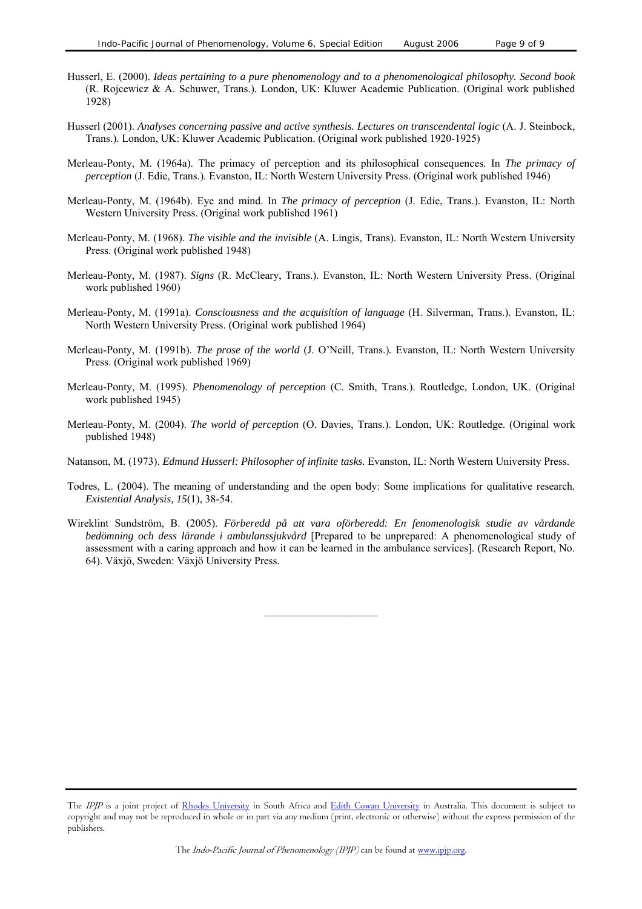Husserl, E. (2000). *Ideas pertaining to a pure phenomenology and to a phenomenological philosophy. Second book* (R. Rojcewicz & A. Schuwer, Trans.). London, UK: Kluwer Academic Publication. (Original work published 1928)

Husserl (2001). *Analyses concerning passive and active synthesis. Lectures on transcendental logic* (A. J. Steinbock, Trans.). London, UK: Kluwer Academic Publication. (Original work published 1920-1925)

Merleau-Ponty, M. (1964a). The primacy of perception and its philosophical consequences. In *The primacy of perception* (J. Edie, Trans.). Evanston, IL: North Western University Press. (Original work published 1946)

Merleau-Ponty, M. (1964b). Eye and mind. In *The primacy of perception* (J. Edie, Trans.). Evanston, IL: North Western University Press. (Original work published 1961)

Merleau-Ponty, M. (1968). *The visible and the invisible* (A. Lingis, Trans). Evanston, IL: North Western University Press. (Original work published 1948)

Merleau-Ponty, M. (1987). *Signs* (R. McCleary, Trans.). Evanston, IL: North Western University Press. (Original work published 1960)

Merleau-Ponty, M. (1991a). *Consciousness and the acquisition of language* (H. Silverman, Trans.). Evanston, IL: North Western University Press. (Original work published 1964)

Merleau-Ponty, M. (1991b). *The prose of the world* (J. O'Neill, Trans.)*.* Evanston, IL: North Western University Press. (Original work published 1969)

Merleau-Ponty, M. (1995). *Phenomenology of perception* (C. Smith, Trans.). Routledge, London, UK. (Original work published 1945)

Merleau-Ponty, M. (2004). *The world of perception* (O. Davies, Trans.). London, UK: Routledge. (Original work published 1948)

Natanson, M. (1973). *Edmund Husserl: Philosopher of infinite tasks.* Evanston, IL: North Western University Press.

Todres, L. (2004). The meaning of understanding and the open body: Some implications for qualitative research. *Existential Analysis, 15*(1), 38-54.

Wireklint Sundström, B. (2005). *Förberedd på att vara oförberedd: En fenomenologisk studie av vårdande bedömning och dess lärande i ambulanssjukvård* [Prepared to be unprepared: A phenomenological study of assessment with a caring approach and how it can be learned in the ambulance services]. (Research Report, No. 64). Växjö, Sweden: Växjö University Press.

---

The *IPJP* is a joint project of Rhodes University in South Africa and Edith Cowan University in Australia. This document is subject to copyright and may not be reproduced in whole or in part via any medium (print, electronic or otherwise) without the express permission of the publishers.

The *Indo-Pacific Journal of Phenomenology (IPJP)* can be found at www.ipjp.org.